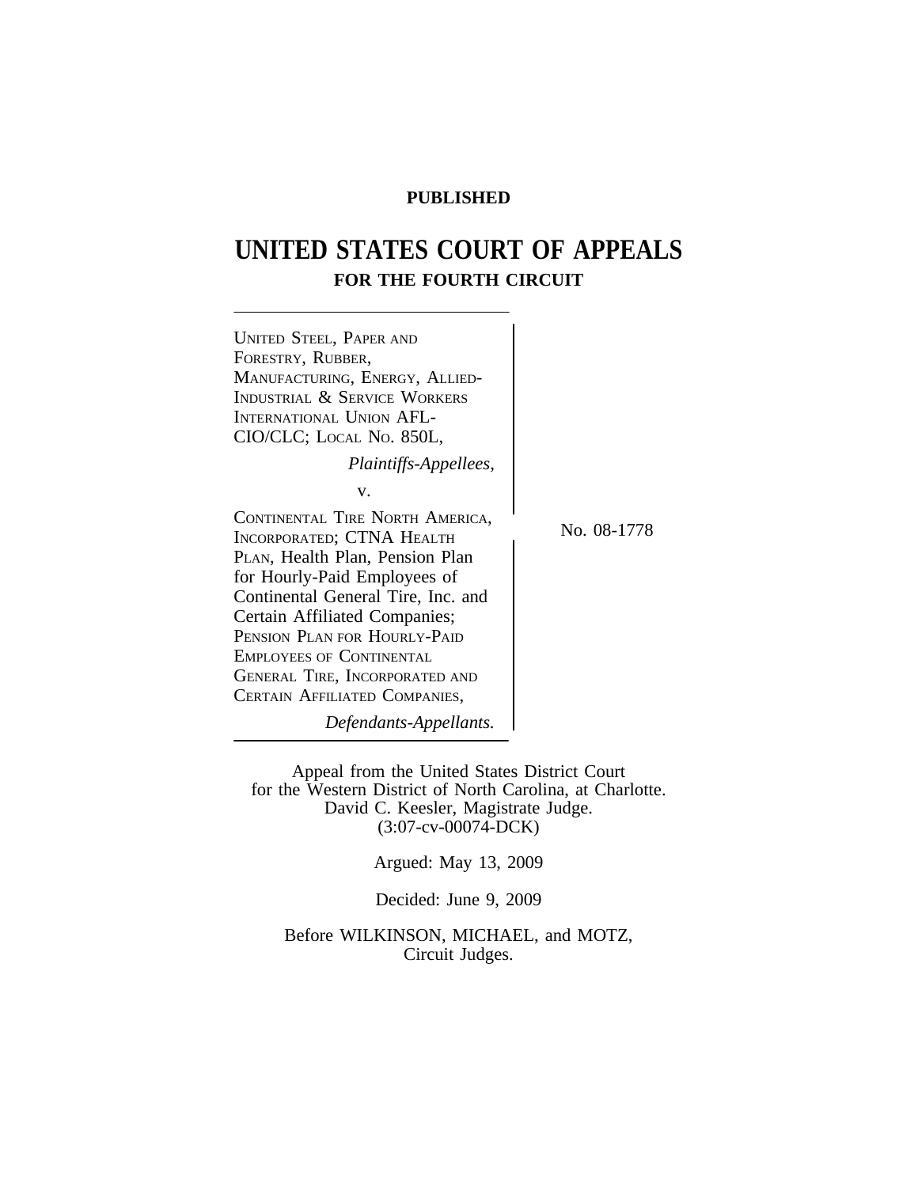**PUBLISHED**

# UNITED STATES COURT OF APPEALS
## FOR THE FOURTH CIRCUIT

UNITED STEEL, PAPER AND FORESTRY, RUBBER, MANUFACTURING, ENERGY, ALLIED-INDUSTRIAL & SERVICE WORKERS INTERNATIONAL UNION AFL-CIO/CLC; LOCAL NO. 850L,

*Plaintiffs-Appellees,*

v.

CONTINENTAL TIRE NORTH AMERICA, INCORPORATED; CTNA HEALTH PLAN, Health Plan, Pension Plan for Hourly-Paid Employees of Continental General Tire, Inc. and Certain Affiliated Companies; PENSION PLAN FOR HOURLY-PAID EMPLOYEES OF CONTINENTAL GENERAL TIRE, INCORPORATED AND CERTAIN AFFILIATED COMPANIES,

*Defendants-Appellants.*

No. 08-1778

Appeal from the United States District Court for the Western District of North Carolina, at Charlotte.
David C. Keesler, Magistrate Judge.
(3:07-cv-00074-DCK)

Argued: May 13, 2009

Decided: June 9, 2009

Before WILKINSON, MICHAEL, and MOTZ, Circuit Judges.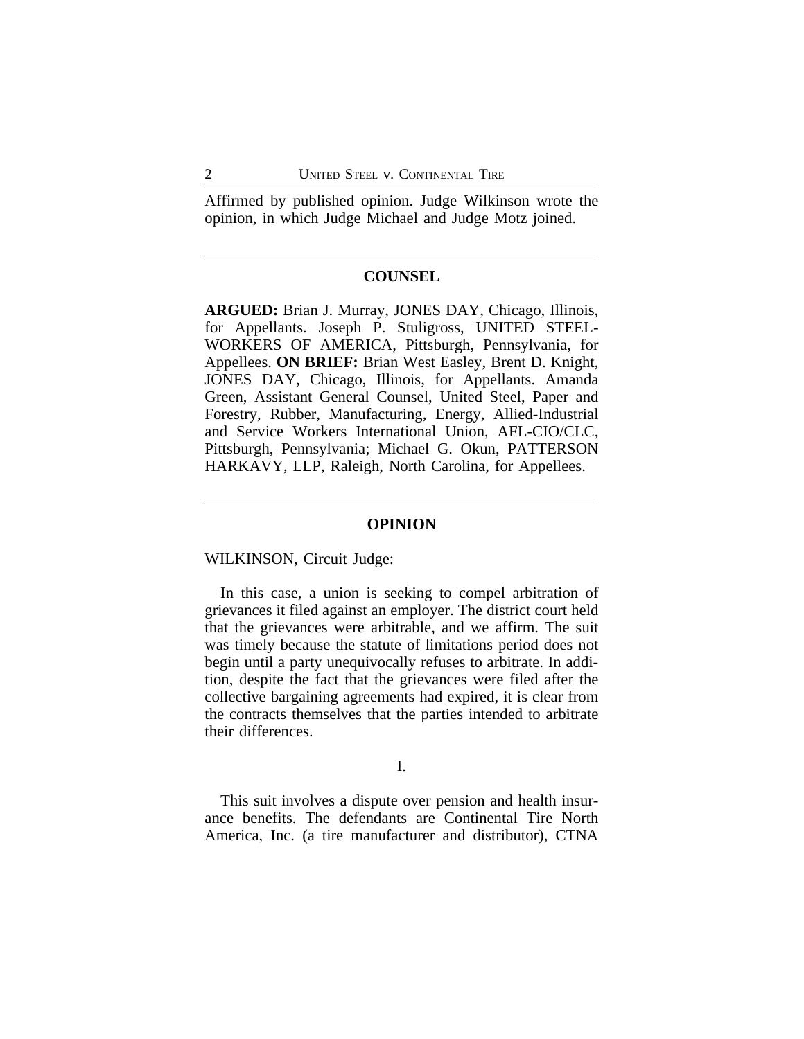Affirmed by published opinion. Judge Wilkinson wrote the opinion, in which Judge Michael and Judge Motz joined.

---

## COUNSEL

**ARGUED:** Brian J. Murray, JONES DAY, Chicago, Illinois, for Appellants. Joseph P. Stuligross, UNITED STEELWORKERS OF AMERICA, Pittsburgh, Pennsylvania, for Appellees. **ON BRIEF:** Brian West Easley, Brent D. Knight, JONES DAY, Chicago, Illinois, for Appellants. Amanda Green, Assistant General Counsel, United Steel, Paper and Forestry, Rubber, Manufacturing, Energy, Allied-Industrial and Service Workers International Union, AFL-CIO/CLC, Pittsburgh, Pennsylvania; Michael G. Okun, PATTERSON HARKAVY, LLP, Raleigh, North Carolina, for Appellees.

---

## OPINION

WILKINSON, Circuit Judge:

In this case, a union is seeking to compel arbitration of grievances it filed against an employer. The district court held that the grievances were arbitrable, and we affirm. The suit was timely because the statute of limitations period does not begin until a party unequivocally refuses to arbitrate. In addition, despite the fact that the grievances were filed after the collective bargaining agreements had expired, it is clear from the contracts themselves that the parties intended to arbitrate their differences.

### I.

This suit involves a dispute over pension and health insurance benefits. The defendants are Continental Tire North America, Inc. (a tire manufacturer and distributor), CTNA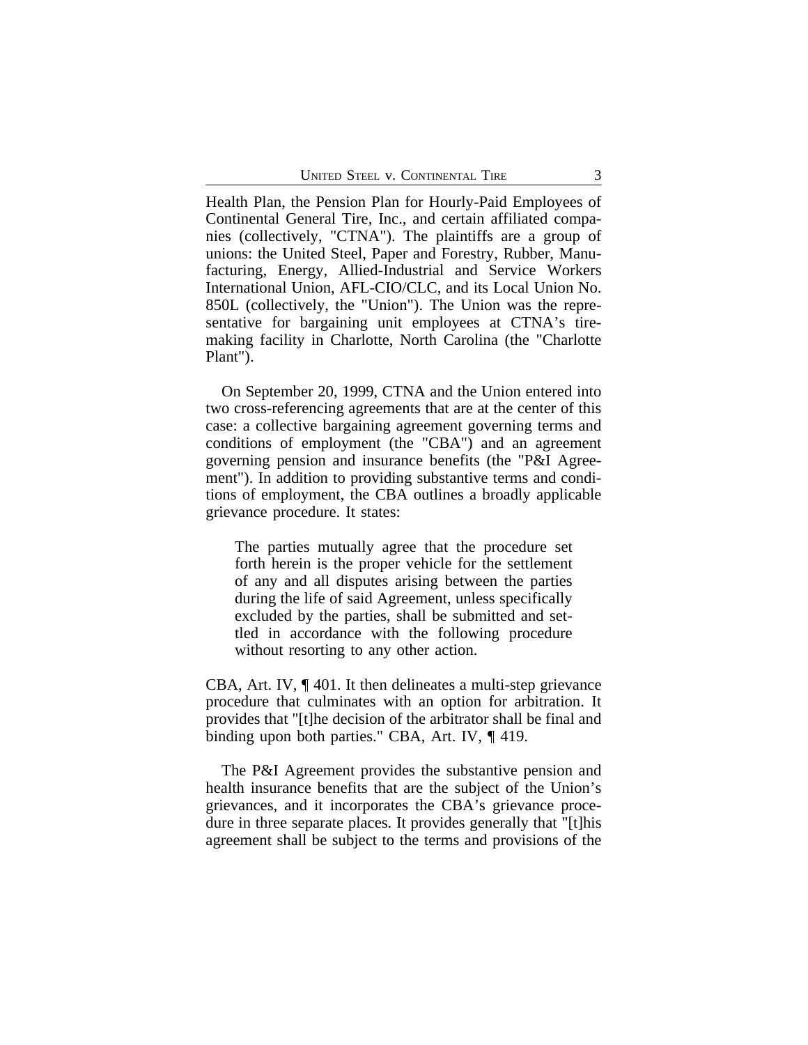Health Plan, the Pension Plan for Hourly-Paid Employees of Continental General Tire, Inc., and certain affiliated companies (collectively, "CTNA"). The plaintiffs are a group of unions: the United Steel, Paper and Forestry, Rubber, Manufacturing, Energy, Allied-Industrial and Service Workers International Union, AFL-CIO/CLC, and its Local Union No. 850L (collectively, the "Union"). The Union was the representative for bargaining unit employees at CTNA's tire-making facility in Charlotte, North Carolina (the "Charlotte Plant").

On September 20, 1999, CTNA and the Union entered into two cross-referencing agreements that are at the center of this case: a collective bargaining agreement governing terms and conditions of employment (the "CBA") and an agreement governing pension and insurance benefits (the "P&I Agreement"). In addition to providing substantive terms and conditions of employment, the CBA outlines a broadly applicable grievance procedure. It states:

> The parties mutually agree that the procedure set forth herein is the proper vehicle for the settlement of any and all disputes arising between the parties during the life of said Agreement, unless specifically excluded by the parties, shall be submitted and settled in accordance with the following procedure without resorting to any other action.

CBA, Art. IV, ¶ 401. It then delineates a multi-step grievance procedure that culminates with an option for arbitration. It provides that "[t]he decision of the arbitrator shall be final and binding upon both parties." CBA, Art. IV, ¶ 419.

The P&I Agreement provides the substantive pension and health insurance benefits that are the subject of the Union's grievances, and it incorporates the CBA's grievance procedure in three separate places. It provides generally that "[t]his agreement shall be subject to the terms and provisions of the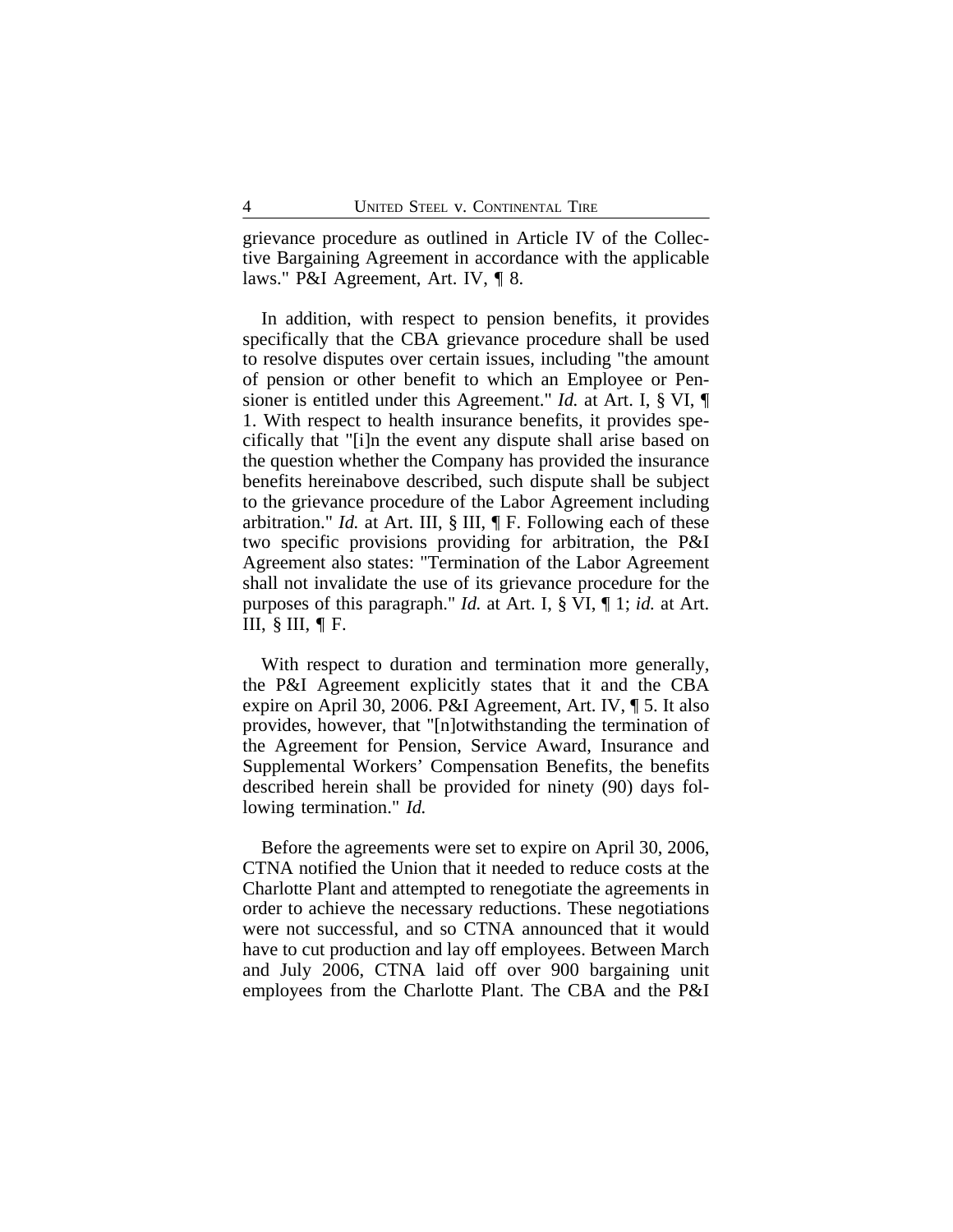grievance procedure as outlined in Article IV of the Collective Bargaining Agreement in accordance with the applicable laws." P&I Agreement, Art. IV, ¶ 8.

In addition, with respect to pension benefits, it provides specifically that the CBA grievance procedure shall be used to resolve disputes over certain issues, including "the amount of pension or other benefit to which an Employee or Pensioner is entitled under this Agreement." *Id.* at Art. I, § VI, ¶ 1. With respect to health insurance benefits, it provides specifically that "[i]n the event any dispute shall arise based on the question whether the Company has provided the insurance benefits hereinabove described, such dispute shall be subject to the grievance procedure of the Labor Agreement including arbitration." *Id.* at Art. III, § III, ¶ F. Following each of these two specific provisions providing for arbitration, the P&I Agreement also states: "Termination of the Labor Agreement shall not invalidate the use of its grievance procedure for the purposes of this paragraph." *Id.* at Art. I, § VI, ¶ 1; *id.* at Art. III, § III, ¶ F.

With respect to duration and termination more generally, the P&I Agreement explicitly states that it and the CBA expire on April 30, 2006. P&I Agreement, Art. IV, ¶ 5. It also provides, however, that "[n]otwithstanding the termination of the Agreement for Pension, Service Award, Insurance and Supplemental Workers' Compensation Benefits, the benefits described herein shall be provided for ninety (90) days following termination." *Id.*

Before the agreements were set to expire on April 30, 2006, CTNA notified the Union that it needed to reduce costs at the Charlotte Plant and attempted to renegotiate the agreements in order to achieve the necessary reductions. These negotiations were not successful, and so CTNA announced that it would have to cut production and lay off employees. Between March and July 2006, CTNA laid off over 900 bargaining unit employees from the Charlotte Plant. The CBA and the P&I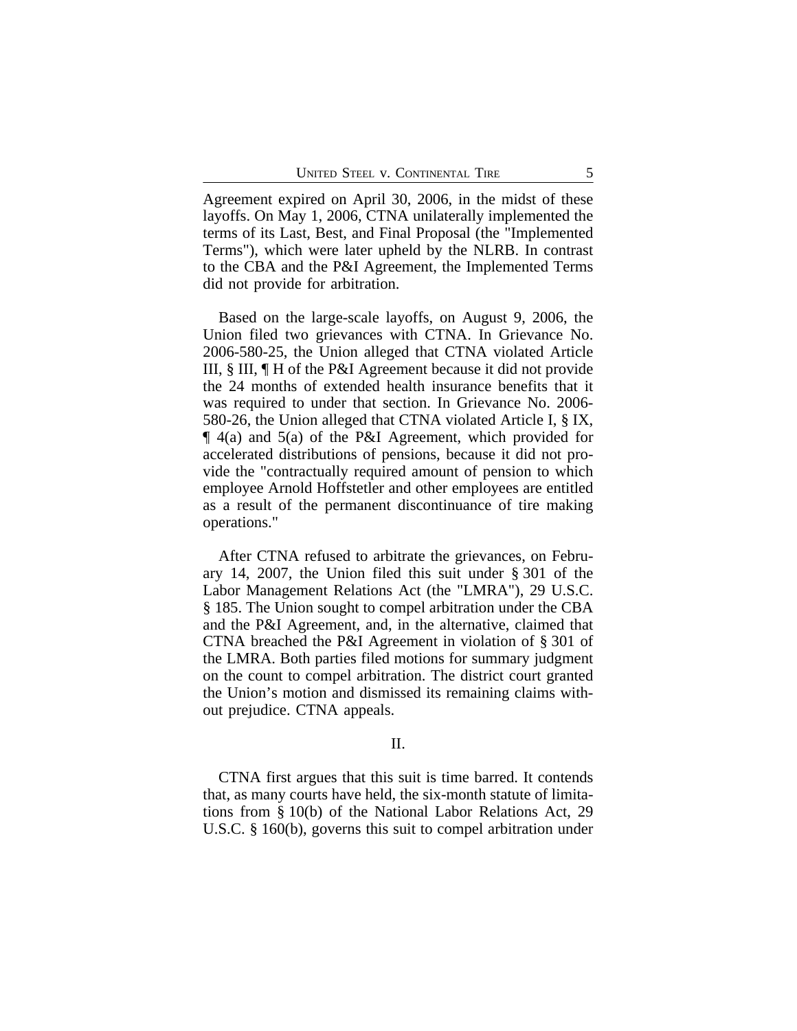Agreement expired on April 30, 2006, in the midst of these layoffs. On May 1, 2006, CTNA unilaterally implemented the terms of its Last, Best, and Final Proposal (the "Implemented Terms"), which were later upheld by the NLRB. In contrast to the CBA and the P&I Agreement, the Implemented Terms did not provide for arbitration.

Based on the large-scale layoffs, on August 9, 2006, the Union filed two grievances with CTNA. In Grievance No. 2006-580-25, the Union alleged that CTNA violated Article III, § III, ¶ H of the P&I Agreement because it did not provide the 24 months of extended health insurance benefits that it was required to under that section. In Grievance No. 2006-580-26, the Union alleged that CTNA violated Article I, § IX, ¶ 4(a) and 5(a) of the P&I Agreement, which provided for accelerated distributions of pensions, because it did not provide the "contractually required amount of pension to which employee Arnold Hoffstetler and other employees are entitled as a result of the permanent discontinuance of tire making operations."

After CTNA refused to arbitrate the grievances, on February 14, 2007, the Union filed this suit under § 301 of the Labor Management Relations Act (the "LMRA"), 29 U.S.C. § 185. The Union sought to compel arbitration under the CBA and the P&I Agreement, and, in the alternative, claimed that CTNA breached the P&I Agreement in violation of § 301 of the LMRA. Both parties filed motions for summary judgment on the count to compel arbitration. The district court granted the Union's motion and dismissed its remaining claims without prejudice. CTNA appeals.

## II.

CTNA first argues that this suit is time barred. It contends that, as many courts have held, the six-month statute of limitations from § 10(b) of the National Labor Relations Act, 29 U.S.C. § 160(b), governs this suit to compel arbitration under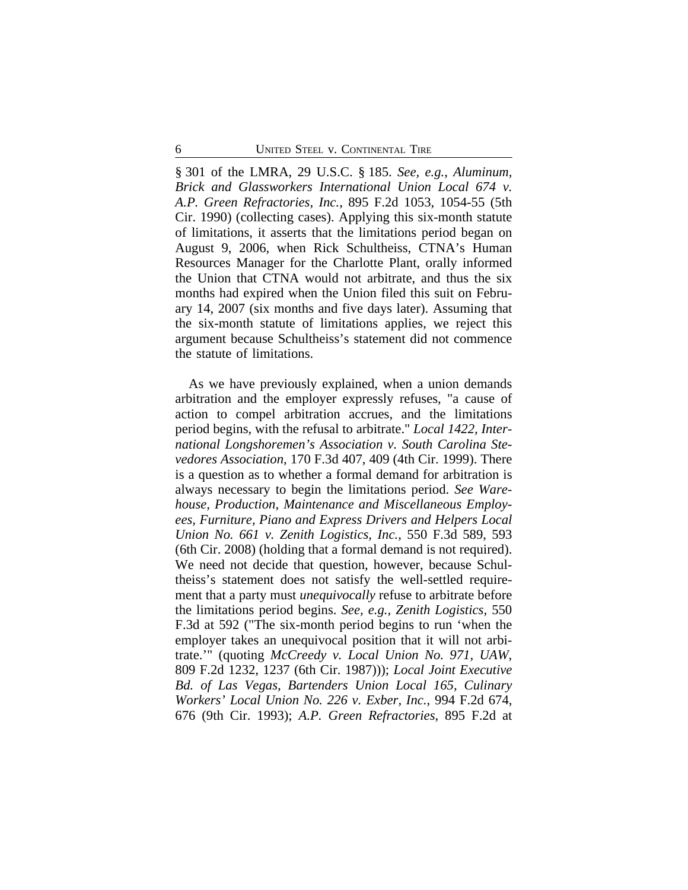§ 301 of the LMRA, 29 U.S.C. § 185. *See, e.g.*, *Aluminum, Brick and Glassworkers International Union Local 674 v. A.P. Green Refractories, Inc.*, 895 F.2d 1053, 1054-55 (5th Cir. 1990) (collecting cases). Applying this six-month statute of limitations, it asserts that the limitations period began on August 9, 2006, when Rick Schultheiss, CTNA's Human Resources Manager for the Charlotte Plant, orally informed the Union that CTNA would not arbitrate, and thus the six months had expired when the Union filed this suit on February 14, 2007 (six months and five days later). Assuming that the six-month statute of limitations applies, we reject this argument because Schultheiss's statement did not commence the statute of limitations.

As we have previously explained, when a union demands arbitration and the employer expressly refuses, "a cause of action to compel arbitration accrues, and the limitations period begins, with the refusal to arbitrate." *Local 1422, International Longshoremen's Association v. South Carolina Stevedores Association*, 170 F.3d 407, 409 (4th Cir. 1999). There is a question as to whether a formal demand for arbitration is always necessary to begin the limitations period. *See Warehouse, Production, Maintenance and Miscellaneous Employees, Furniture, Piano and Express Drivers and Helpers Local Union No. 661 v. Zenith Logistics, Inc.*, 550 F.3d 589, 593 (6th Cir. 2008) (holding that a formal demand is not required). We need not decide that question, however, because Schultheiss's statement does not satisfy the well-settled requirement that a party must *unequivocally* refuse to arbitrate before the limitations period begins. *See, e.g.*, *Zenith Logistics*, 550 F.3d at 592 ("The six-month period begins to run 'when the employer takes an unequivocal position that it will not arbitrate.'" (quoting *McCreedy v. Local Union No. 971, UAW*, 809 F.2d 1232, 1237 (6th Cir. 1987))); *Local Joint Executive Bd. of Las Vegas, Bartenders Union Local 165, Culinary Workers' Local Union No. 226 v. Exber, Inc.*, 994 F.2d 674, 676 (9th Cir. 1993); *A.P. Green Refractories*, 895 F.2d at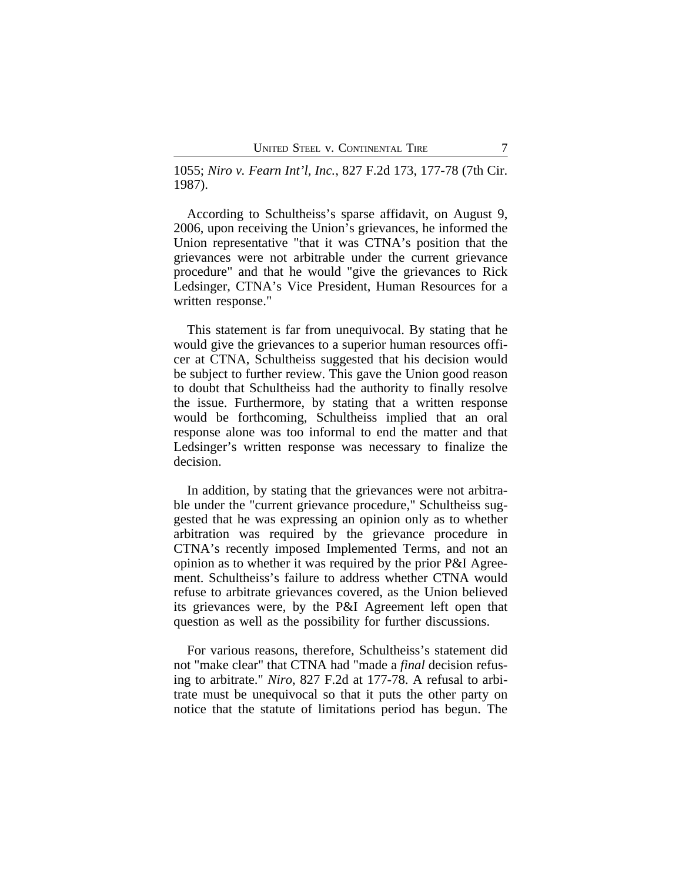1055; *Niro v. Fearn Int'l, Inc.*, 827 F.2d 173, 177-78 (7th Cir. 1987).

According to Schultheiss's sparse affidavit, on August 9, 2006, upon receiving the Union's grievances, he informed the Union representative "that it was CTNA's position that the grievances were not arbitrable under the current grievance procedure" and that he would "give the grievances to Rick Ledsinger, CTNA's Vice President, Human Resources for a written response."

This statement is far from unequivocal. By stating that he would give the grievances to a superior human resources officer at CTNA, Schultheiss suggested that his decision would be subject to further review. This gave the Union good reason to doubt that Schultheiss had the authority to finally resolve the issue. Furthermore, by stating that a written response would be forthcoming, Schultheiss implied that an oral response alone was too informal to end the matter and that Ledsinger's written response was necessary to finalize the decision.

In addition, by stating that the grievances were not arbitrable under the "current grievance procedure," Schultheiss suggested that he was expressing an opinion only as to whether arbitration was required by the grievance procedure in CTNA's recently imposed Implemented Terms, and not an opinion as to whether it was required by the prior P&I Agreement. Schultheiss's failure to address whether CTNA would refuse to arbitrate grievances covered, as the Union believed its grievances were, by the P&I Agreement left open that question as well as the possibility for further discussions.

For various reasons, therefore, Schultheiss's statement did not "make clear" that CTNA had "made a *final* decision refusing to arbitrate." *Niro*, 827 F.2d at 177-78. A refusal to arbitrate must be unequivocal so that it puts the other party on notice that the statute of limitations period has begun. The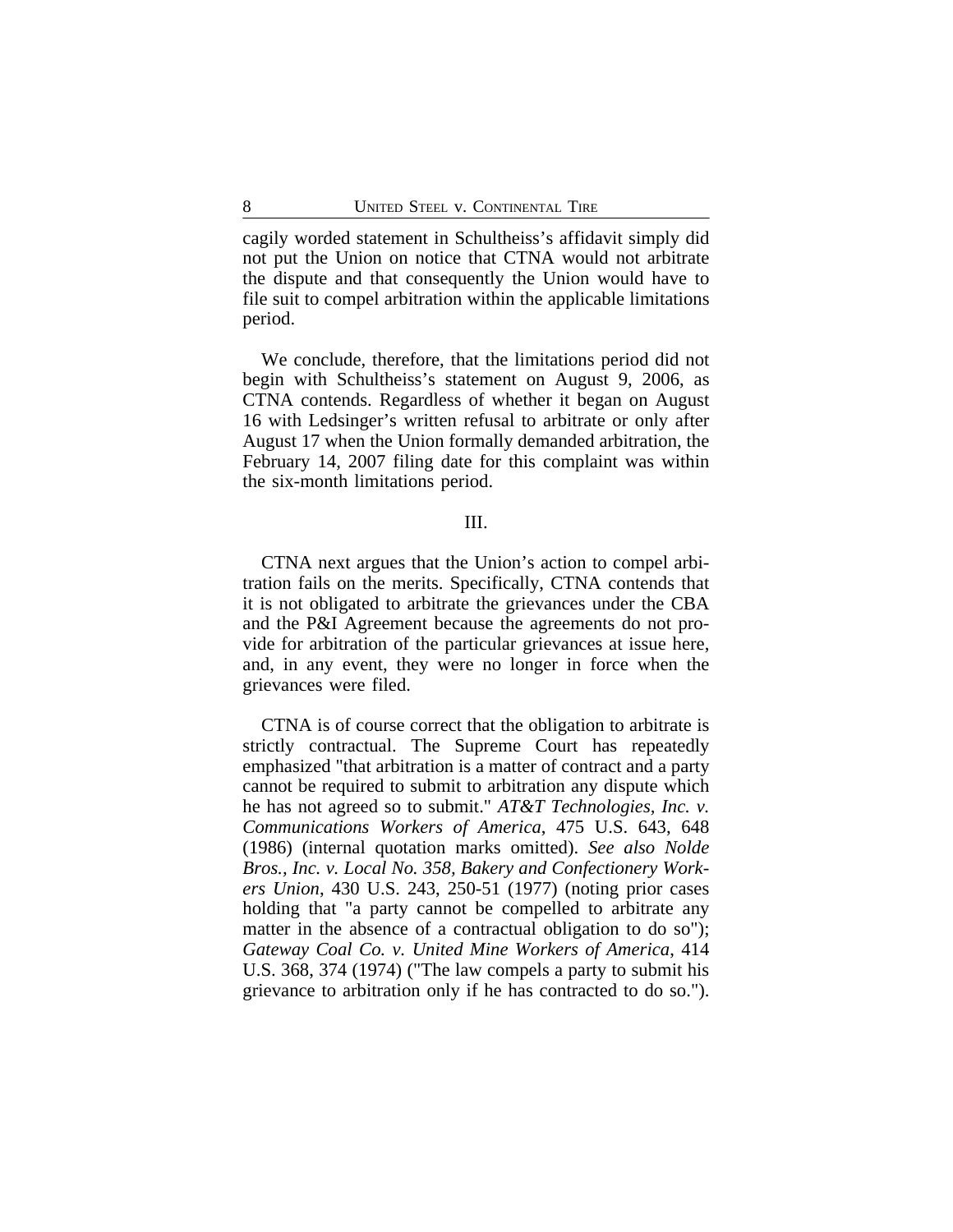cagily worded statement in Schultheiss's affidavit simply did not put the Union on notice that CTNA would not arbitrate the dispute and that consequently the Union would have to file suit to compel arbitration within the applicable limitations period.

We conclude, therefore, that the limitations period did not begin with Schultheiss's statement on August 9, 2006, as CTNA contends. Regardless of whether it began on August 16 with Ledsinger's written refusal to arbitrate or only after August 17 when the Union formally demanded arbitration, the February 14, 2007 filing date for this complaint was within the six-month limitations period.

III.

CTNA next argues that the Union's action to compel arbitration fails on the merits. Specifically, CTNA contends that it is not obligated to arbitrate the grievances under the CBA and the P&I Agreement because the agreements do not provide for arbitration of the particular grievances at issue here, and, in any event, they were no longer in force when the grievances were filed.

CTNA is of course correct that the obligation to arbitrate is strictly contractual. The Supreme Court has repeatedly emphasized "that arbitration is a matter of contract and a party cannot be required to submit to arbitration any dispute which he has not agreed so to submit." *AT&T Technologies, Inc. v. Communications Workers of America*, 475 U.S. 643, 648 (1986) (internal quotation marks omitted). *See also Nolde Bros., Inc. v. Local No. 358, Bakery and Confectionery Workers Union*, 430 U.S. 243, 250-51 (1977) (noting prior cases holding that "a party cannot be compelled to arbitrate any matter in the absence of a contractual obligation to do so"); *Gateway Coal Co. v. United Mine Workers of America*, 414 U.S. 368, 374 (1974) ("The law compels a party to submit his grievance to arbitration only if he has contracted to do so.").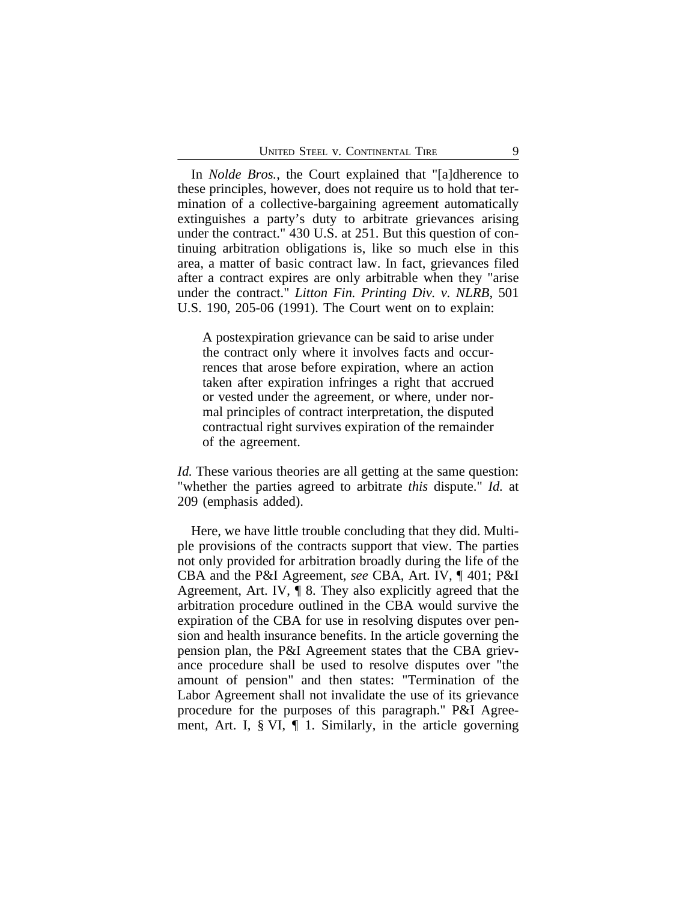In *Nolde Bros.*, the Court explained that "[a]dherence to these principles, however, does not require us to hold that termination of a collective-bargaining agreement automatically extinguishes a party's duty to arbitrate grievances arising under the contract." 430 U.S. at 251. But this question of continuing arbitration obligations is, like so much else in this area, a matter of basic contract law. In fact, grievances filed after a contract expires are only arbitrable when they "arise under the contract." *Litton Fin. Printing Div. v. NLRB*, 501 U.S. 190, 205-06 (1991). The Court went on to explain:

> A postexpiration grievance can be said to arise under the contract only where it involves facts and occurrences that arose before expiration, where an action taken after expiration infringes a right that accrued or vested under the agreement, or where, under normal principles of contract interpretation, the disputed contractual right survives expiration of the remainder of the agreement.

*Id.* These various theories are all getting at the same question: "whether the parties agreed to arbitrate *this* dispute." *Id.* at 209 (emphasis added).

Here, we have little trouble concluding that they did. Multiple provisions of the contracts support that view. The parties not only provided for arbitration broadly during the life of the CBA and the P&I Agreement, *see* CBA, Art. IV, ¶ 401; P&I Agreement, Art. IV, ¶ 8. They also explicitly agreed that the arbitration procedure outlined in the CBA would survive the expiration of the CBA for use in resolving disputes over pension and health insurance benefits. In the article governing the pension plan, the P&I Agreement states that the CBA grievance procedure shall be used to resolve disputes over "the amount of pension" and then states: "Termination of the Labor Agreement shall not invalidate the use of its grievance procedure for the purposes of this paragraph." P&I Agreement, Art. I, § VI, ¶ 1. Similarly, in the article governing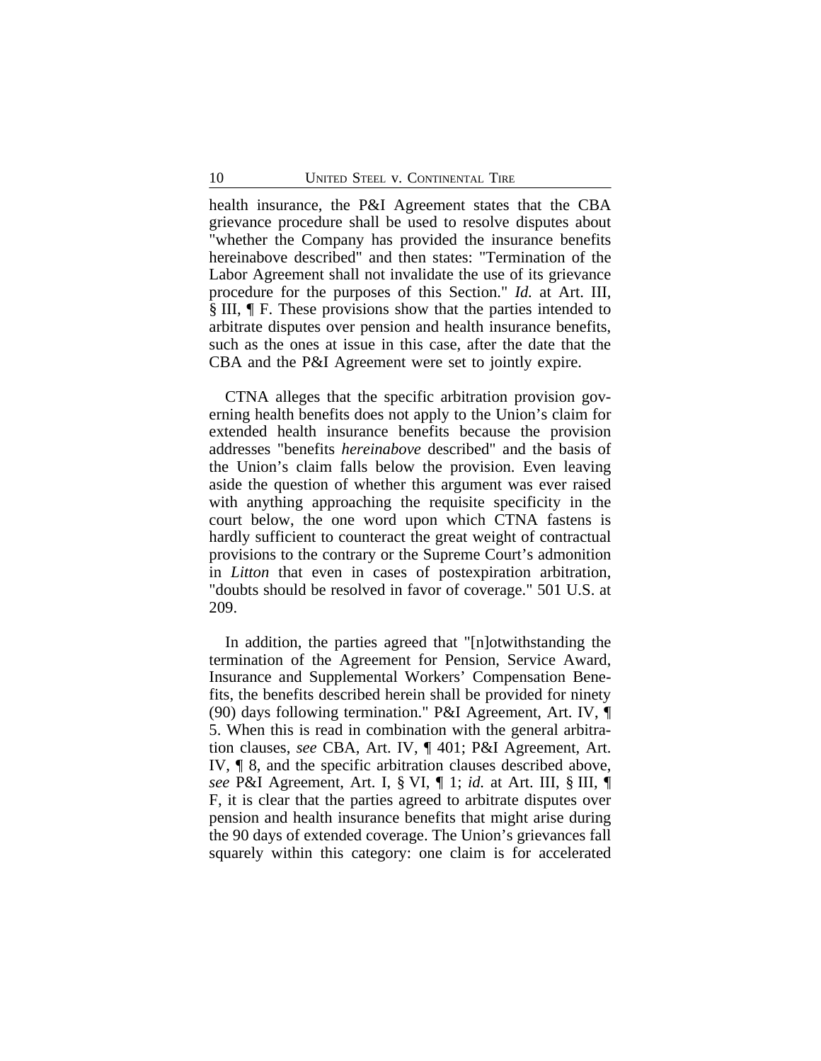health insurance, the P&I Agreement states that the CBA grievance procedure shall be used to resolve disputes about "whether the Company has provided the insurance benefits hereinabove described" and then states: "Termination of the Labor Agreement shall not invalidate the use of its grievance procedure for the purposes of this Section." *Id.* at Art. III, § III, ¶ F. These provisions show that the parties intended to arbitrate disputes over pension and health insurance benefits, such as the ones at issue in this case, after the date that the CBA and the P&I Agreement were set to jointly expire.

CTNA alleges that the specific arbitration provision governing health benefits does not apply to the Union's claim for extended health insurance benefits because the provision addresses "benefits *hereinabove* described" and the basis of the Union's claim falls below the provision. Even leaving aside the question of whether this argument was ever raised with anything approaching the requisite specificity in the court below, the one word upon which CTNA fastens is hardly sufficient to counteract the great weight of contractual provisions to the contrary or the Supreme Court's admonition in *Litton* that even in cases of postexpiration arbitration, "doubts should be resolved in favor of coverage." 501 U.S. at 209.

In addition, the parties agreed that "[n]otwithstanding the termination of the Agreement for Pension, Service Award, Insurance and Supplemental Workers' Compensation Benefits, the benefits described herein shall be provided for ninety (90) days following termination." P&I Agreement, Art. IV, ¶ 5. When this is read in combination with the general arbitration clauses, *see* CBA, Art. IV, ¶ 401; P&I Agreement, Art. IV, ¶ 8, and the specific arbitration clauses described above, *see* P&I Agreement, Art. I, § VI, ¶ 1; *id.* at Art. III, § III, ¶ F, it is clear that the parties agreed to arbitrate disputes over pension and health insurance benefits that might arise during the 90 days of extended coverage. The Union's grievances fall squarely within this category: one claim is for accelerated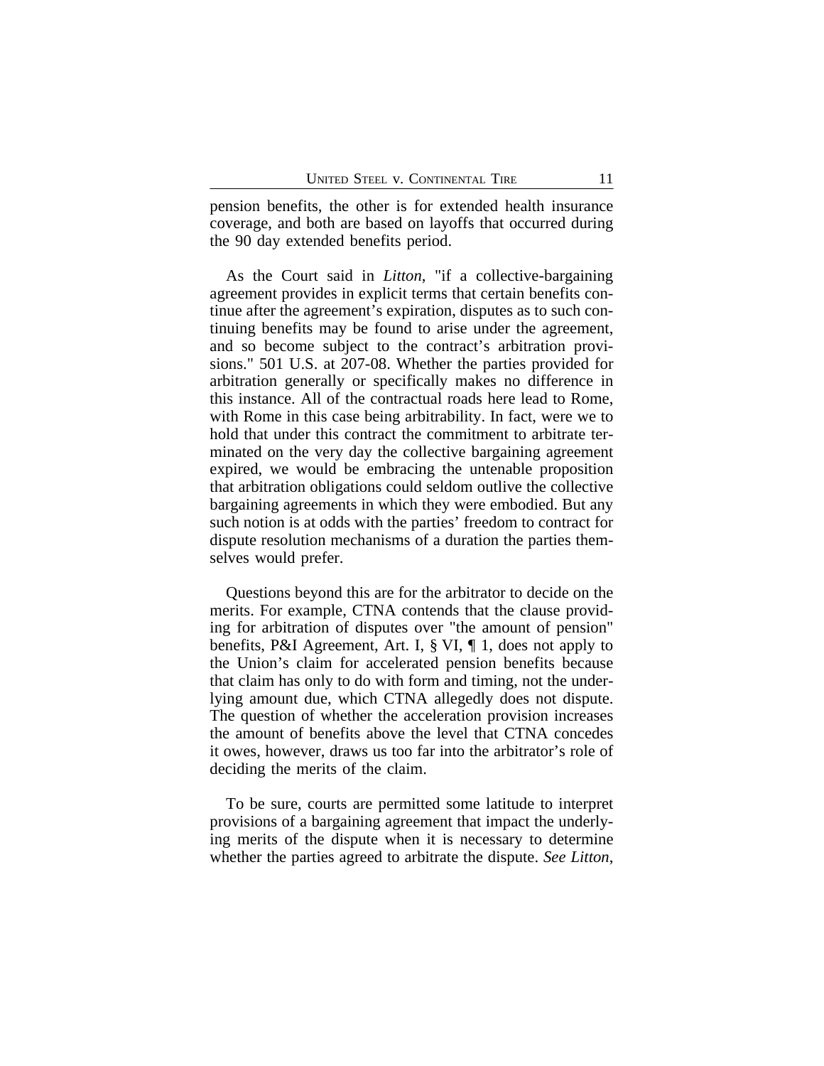pension benefits, the other is for extended health insurance coverage, and both are based on layoffs that occurred during the 90 day extended benefits period.

As the Court said in *Litton*, "if a collective-bargaining agreement provides in explicit terms that certain benefits continue after the agreement's expiration, disputes as to such continuing benefits may be found to arise under the agreement, and so become subject to the contract's arbitration provisions." 501 U.S. at 207-08. Whether the parties provided for arbitration generally or specifically makes no difference in this instance. All of the contractual roads here lead to Rome, with Rome in this case being arbitrability. In fact, were we to hold that under this contract the commitment to arbitrate terminated on the very day the collective bargaining agreement expired, we would be embracing the untenable proposition that arbitration obligations could seldom outlive the collective bargaining agreements in which they were embodied. But any such notion is at odds with the parties' freedom to contract for dispute resolution mechanisms of a duration the parties themselves would prefer.

Questions beyond this are for the arbitrator to decide on the merits. For example, CTNA contends that the clause providing for arbitration of disputes over "the amount of pension" benefits, P&I Agreement, Art. I, § VI, ¶ 1, does not apply to the Union's claim for accelerated pension benefits because that claim has only to do with form and timing, not the underlying amount due, which CTNA allegedly does not dispute. The question of whether the acceleration provision increases the amount of benefits above the level that CTNA concedes it owes, however, draws us too far into the arbitrator's role of deciding the merits of the claim.

To be sure, courts are permitted some latitude to interpret provisions of a bargaining agreement that impact the underlying merits of the dispute when it is necessary to determine whether the parties agreed to arbitrate the dispute. *See Litton*,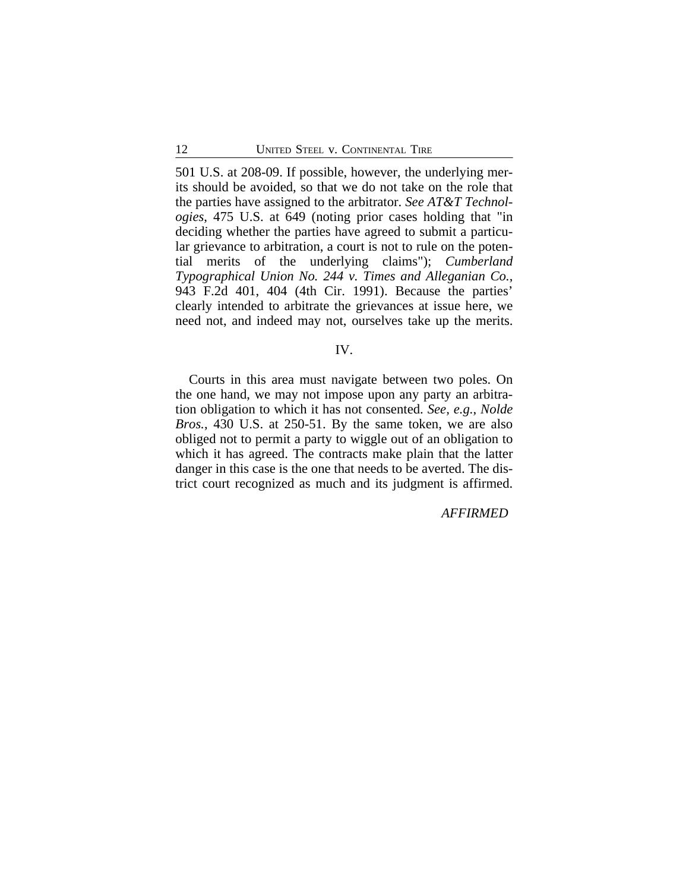501 U.S. at 208-09. If possible, however, the underlying merits should be avoided, so that we do not take on the role that the parties have assigned to the arbitrator. *See AT&T Technologies*, 475 U.S. at 649 (noting prior cases holding that "in deciding whether the parties have agreed to submit a particular grievance to arbitration, a court is not to rule on the potential merits of the underlying claims"); *Cumberland Typographical Union No. 244 v. Times and Alleganian Co.*, 943 F.2d 401, 404 (4th Cir. 1991). Because the parties' clearly intended to arbitrate the grievances at issue here, we need not, and indeed may not, ourselves take up the merits.

## IV.

Courts in this area must navigate between two poles. On the one hand, we may not impose upon any party an arbitration obligation to which it has not consented. *See, e.g.*, *Nolde Bros.*, 430 U.S. at 250-51. By the same token, we are also obliged not to permit a party to wiggle out of an obligation to which it has agreed. The contracts make plain that the latter danger in this case is the one that needs to be averted. The district court recognized as much and its judgment is affirmed.

*AFFIRMED*